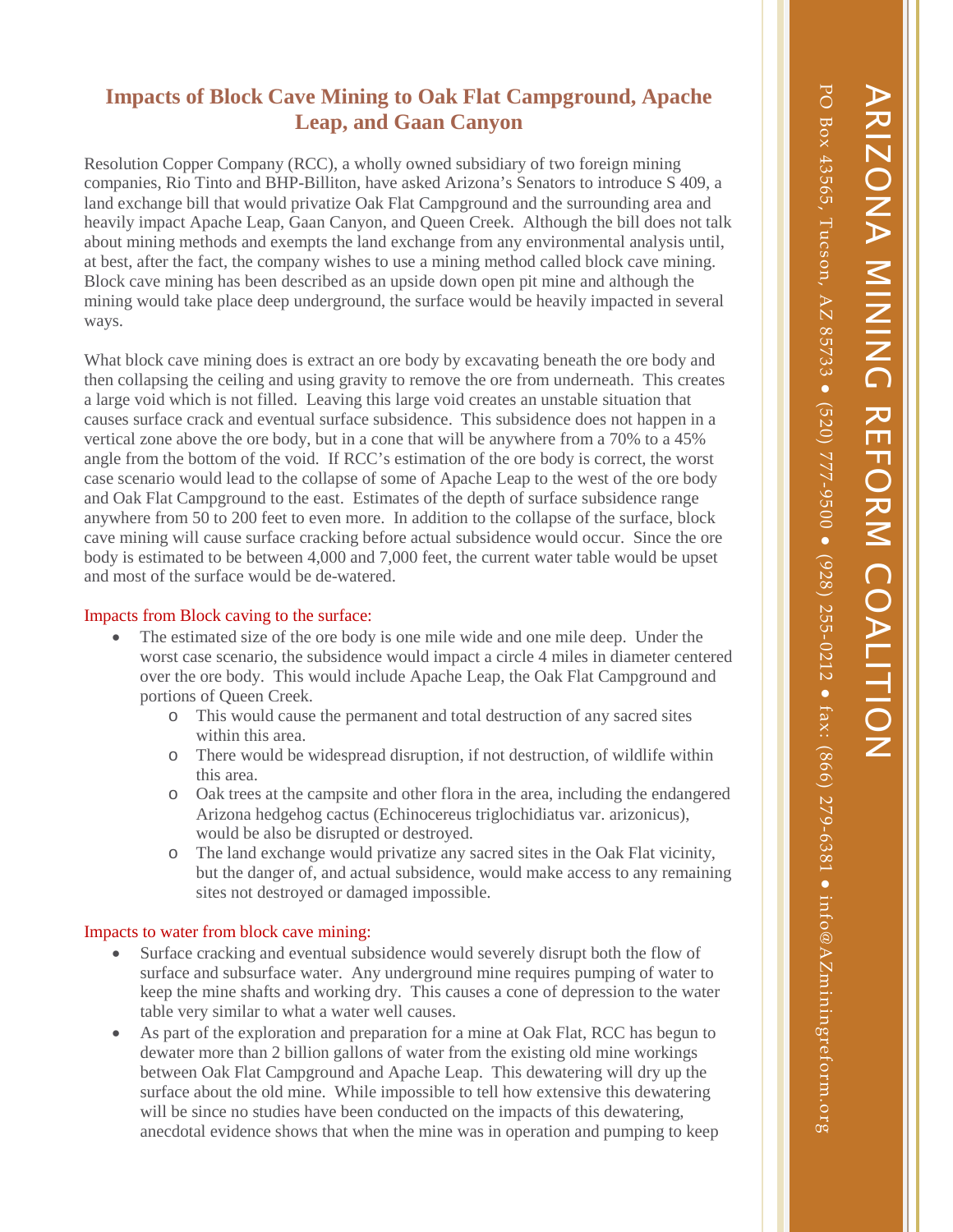# Impacts of Block Cave Mining to Oak Flat Campground, Apache Leap, and Gaan Canyon

ARIZONA MINING REFORM COALITION

PO Box 43565, Tucson, AZ 85733 • (520) 777-9500 • (928) 255-0212 • fax: (866) 279-6381 • info@AZminingreform.org

Resolution Copper Company (RCC), a wholly owned subsidiary of two foreign mining companies, Rio Tinto and BHP-Billiton, have asked Arizona's Senators to introduce S 409, a land exchange bill that would privatize Oak Flat Campground and the surrounding area and heavily impact Apache Leap, Gaan Canyon, and Queen Creek. Although the bill does not talk about mining methods and exempts the land exchange from any environmental analysis until, at best, after the fact, the company wishes to use a mining method called block cave mining. Block cave mining has been described as an upside down open pit mine and although the mining would take place deep underground, the surface would be heavily impacted in several ways.

What block cave mining does is extract an ore body by excavating beneath the ore body and then collapsing the ceiling and using gravity to remove the ore from underneath. This creates a large void which is not filled. Leaving this large void creates an unstable situation that causes surface crack and eventual surface subsidence. This subsidence does not happen in a vertical zone above the ore body, but in a cone that will be anywhere from a 70% to a 45% angle from the bottom of the void. If RCC's estimation of the ore body is correct, the worst case scenario would lead to the collapse of some of Apache Leap to the west of the ore body and Oak Flat Campground to the east. Estimates of the depth of surface subsidence range anywhere from 50 to 200 feet to even more. In addition to the collapse of the surface, block cave mining will cause surface cracking before actual subsidence would occur. Since the ore body is estimated to be between 4,000 and 7,000 feet, the current water table would be upset and most of the surface would be de-watered.

## Impacts from Block caving to the surface:

- The estimated size of the ore body is one mile wide and one mile deep. Under the worst case scenario, the subsidence would impact a circle 4 miles in diameter centered over the ore body. This would include Apache Leap, the Oak Flat Campground and portions of Queen Creek.
    - This would cause the permanent and total destruction of any sacred sites within this area.
    - There would be widespread disruption, if not destruction, of wildlife within this area.
    - Oak trees at the campsite and other flora in the area, including the endangered Arizona hedgehog cactus (Echinocereus triglochidiatus var. arizonicus), would be also be disrupted or destroyed.
    - The land exchange would privatize any sacred sites in the Oak Flat vicinity, but the danger of, and actual subsidence, would make access to any remaining sites not destroyed or damaged impossible.

## Impacts to water from block cave mining:

- Surface cracking and eventual subsidence would severely disrupt both the flow of surface and subsurface water. Any underground mine requires pumping of water to keep the mine shafts and working dry. This causes a cone of depression to the water table very similar to what a water well causes.
- As part of the exploration and preparation for a mine at Oak Flat, RCC has begun to dewater more than 2 billion gallons of water from the existing old mine workings between Oak Flat Campground and Apache Leap. This dewatering will dry up the surface about the old mine. While impossible to tell how extensive this dewatering will be since no studies have been conducted on the impacts of this dewatering, anecdotal evidence shows that when the mine was in operation and pumping to keep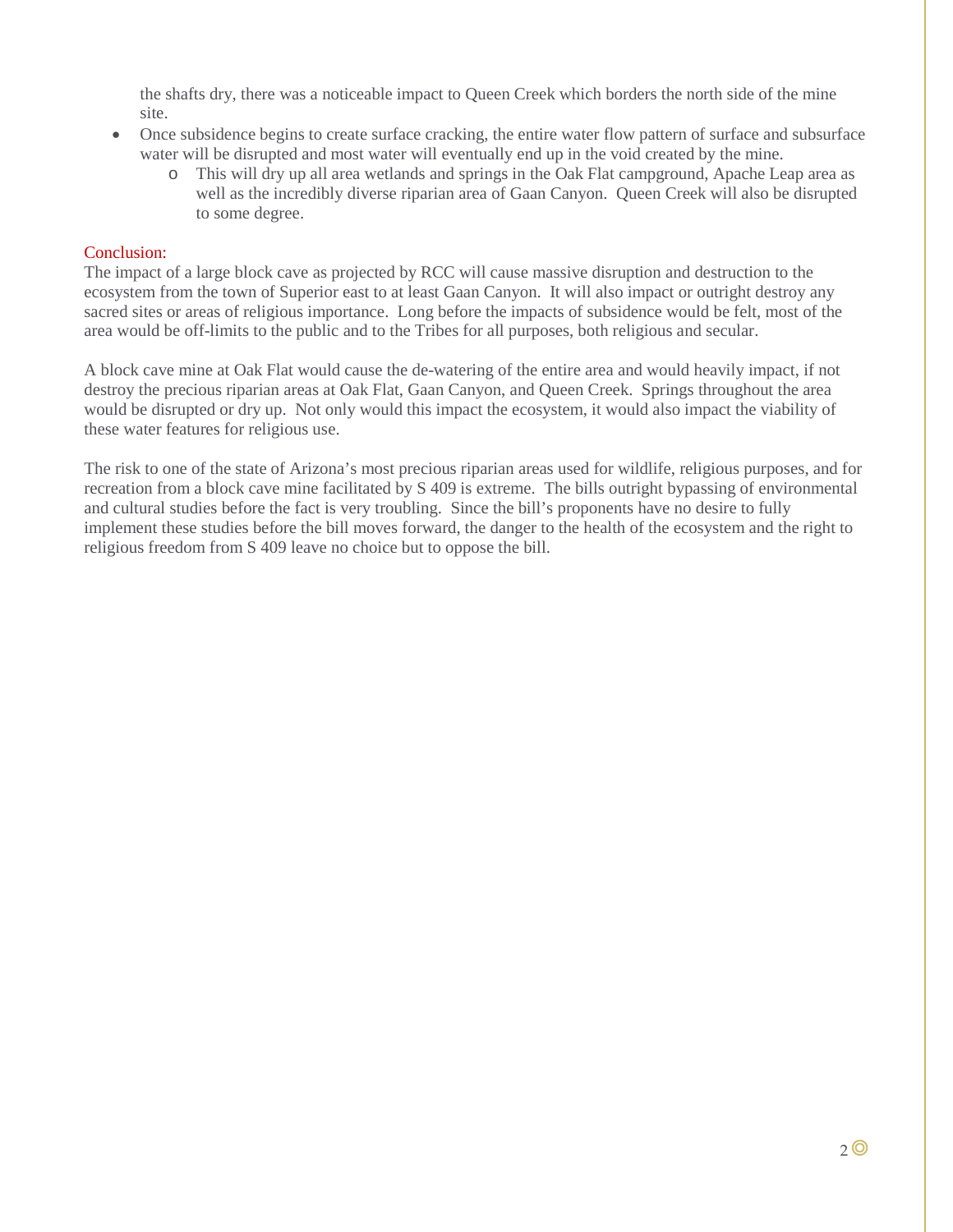the shafts dry, there was a noticeable impact to Queen Creek which borders the north side of the mine site.

- Once subsidence begins to create surface cracking, the entire water flow pattern of surface and subsurface water will be disrupted and most water will eventually end up in the void created by the mine.
    - This will dry up all area wetlands and springs in the Oak Flat campground, Apache Leap area as well as the incredibly diverse riparian area of Gaan Canyon. Queen Creek will also be disrupted to some degree.

## Conclusion:

The impact of a large block cave as projected by RCC will cause massive disruption and destruction to the ecosystem from the town of Superior east to at least Gaan Canyon. It will also impact or outright destroy any sacred sites or areas of religious importance. Long before the impacts of subsidence would be felt, most of the area would be off-limits to the public and to the Tribes for all purposes, both religious and secular.

A block cave mine at Oak Flat would cause the de-watering of the entire area and would heavily impact, if not destroy the precious riparian areas at Oak Flat, Gaan Canyon, and Queen Creek. Springs throughout the area would be disrupted or dry up. Not only would this impact the ecosystem, it would also impact the viability of these water features for religious use.

The risk to one of the state of Arizona's most precious riparian areas used for wildlife, religious purposes, and for recreation from a block cave mine facilitated by S 409 is extreme. The bills outright bypassing of environmental and cultural studies before the fact is very troubling. Since the bill's proponents have no desire to fully implement these studies before the bill moves forward, the danger to the health of the ecosystem and the right to religious freedom from S 409 leave no choice but to oppose the bill.